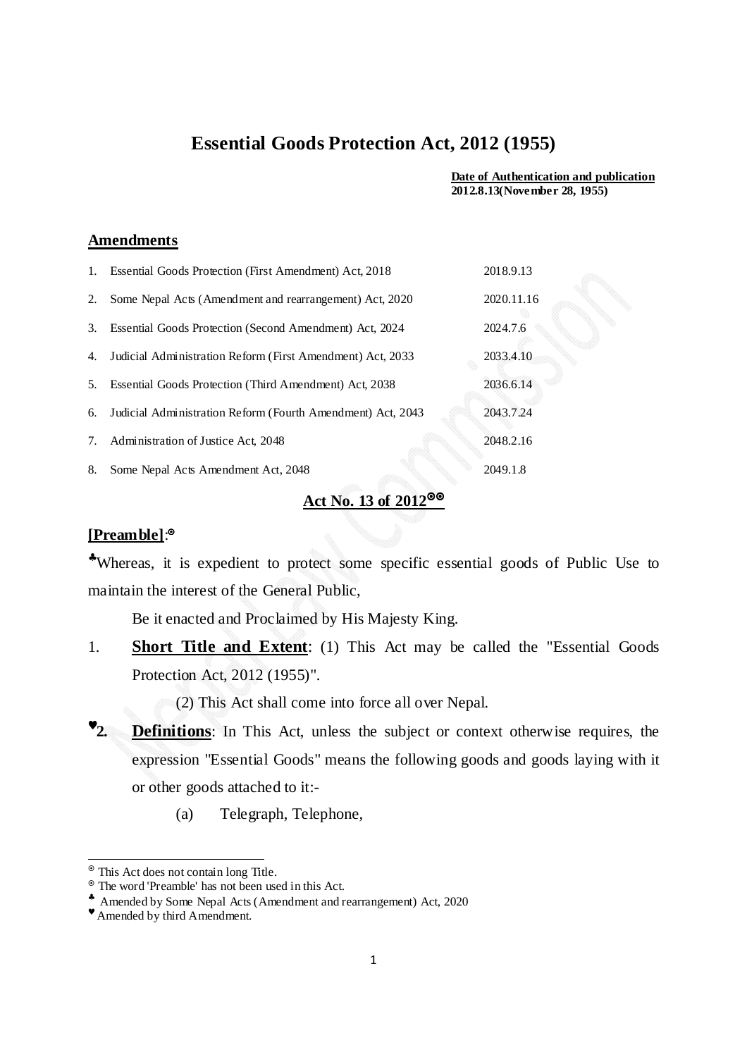# Essential Goods Protection Act, 2012 (1955)

**Date of Authentication and publication**
**2012.8.13(November 28, 1955)**

## Amendments

| | | |
|---|---|---|
| 1. | Essential Goods Protection (First Amendment) Act, 2018 | 2018.9.13 |
| 2. | Some Nepal Acts (Amendment and rearrangement) Act, 2020 | 2020.11.16 |
| 3. | Essential Goods Protection (Second Amendment) Act, 2024 | 2024.7.6 |
| 4. | Judicial Administration Reform (First Amendment) Act, 2033 | 2033.4.10 |
| 5. | Essential Goods Protection (Third Amendment) Act, 2038 | 2036.6.14 |
| 6. | Judicial Administration Reform (Fourth Amendment) Act, 2043 | 2043.7.24 |
| 7. | Administration of Justice Act, 2048 | 2048.2.16 |
| 8. | Some Nepal Acts Amendment Act, 2048 | 2049.1.8 |

**Act No. 13 of 2012**[⊚⊚]

**[Preamble]**:[⊚]

[♣]Whereas, it is expedient to protect some specific essential goods of Public Use to maintain the interest of the General Public,

Be it enacted and Proclaimed by His Majesty King.

1. **Short Title and Extent**: (1) This Act may be called the "Essential Goods Protection Act, 2012 (1955)".

   (2) This Act shall come into force all over Nepal.

[♥]2. **Definitions**: In This Act, unless the subject or context otherwise requires, the expression "Essential Goods" means the following goods and goods laying with it or other goods attached to it:-

   (a) Telegraph, Telephone,

---

[⊚] This Act does not contain long Title.
[⊚] The word 'Preamble' has not been used in this Act.
[♣] Amended by Some Nepal Acts (Amendment and rearrangement) Act, 2020
[♥] Amended by third Amendment.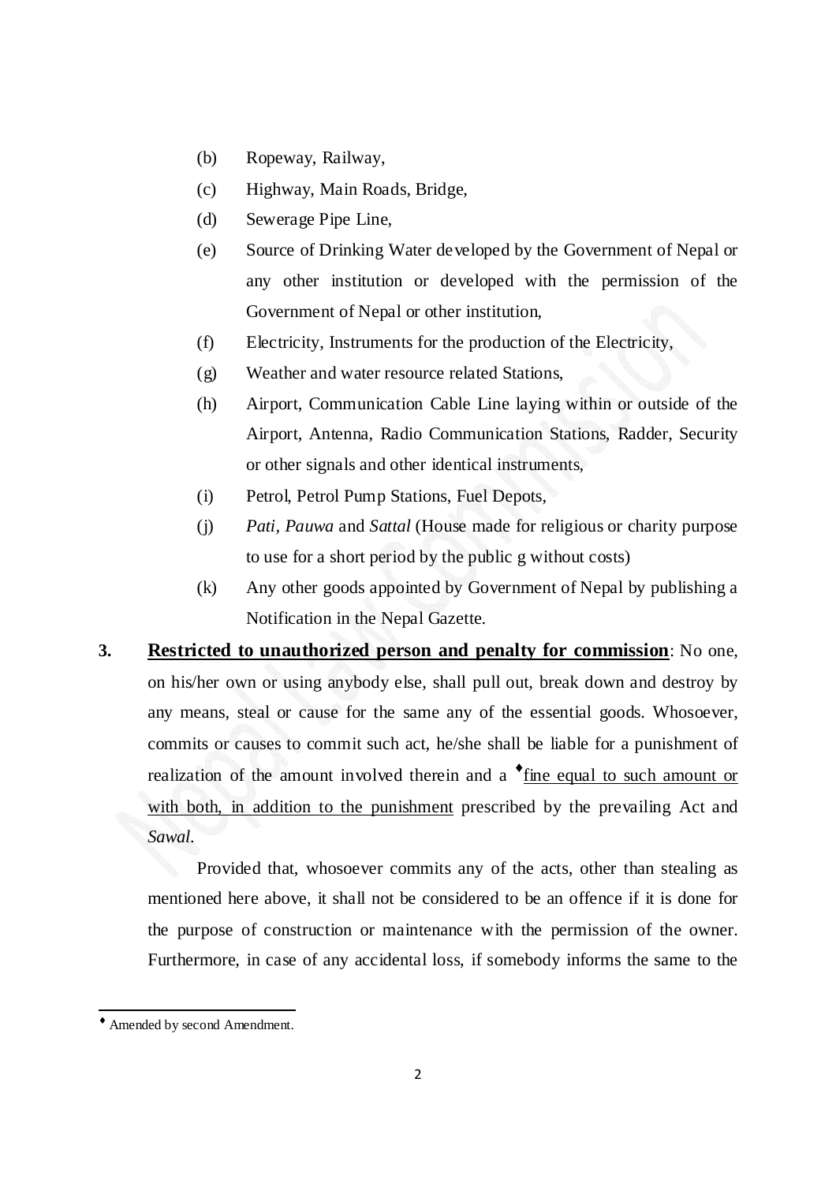(b) Ropeway, Railway,

(c) Highway, Main Roads, Bridge,

(d) Sewerage Pipe Line,

(e) Source of Drinking Water developed by the Government of Nepal or any other institution or developed with the permission of the Government of Nepal or other institution,

(f) Electricity, Instruments for the production of the Electricity,

(g) Weather and water resource related Stations,

(h) Airport, Communication Cable Line laying within or outside of the Airport, Antenna, Radio Communication Stations, Radder, Security or other signals and other identical instruments,

(i) Petrol, Petrol Pump Stations, Fuel Depots,

(j) *Pati*, *Pauwa* and *Sattal* (House made for religious or charity purpose to use for a short period by the public g without costs)

(k) Any other goods appointed by Government of Nepal by publishing a Notification in the Nepal Gazette.

**3. Restricted to unauthorized person and penalty for commission**: No one, on his/her own or using anybody else, shall pull out, break down and destroy by any means, steal or cause for the same any of the essential goods. Whosoever, commits or causes to commit such act, he/she shall be liable for a punishment of realization of the amount involved therein and a ♦fine equal to such amount or with both, in addition to the punishment prescribed by the prevailing Act and *Sawal*.

Provided that, whosoever commits any of the acts, other than stealing as mentioned here above, it shall not be considered to be an offence if it is done for the purpose of construction or maintenance with the permission of the owner. Furthermore, in case of any accidental loss, if somebody informs the same to the

---

♦ Amended by second Amendment.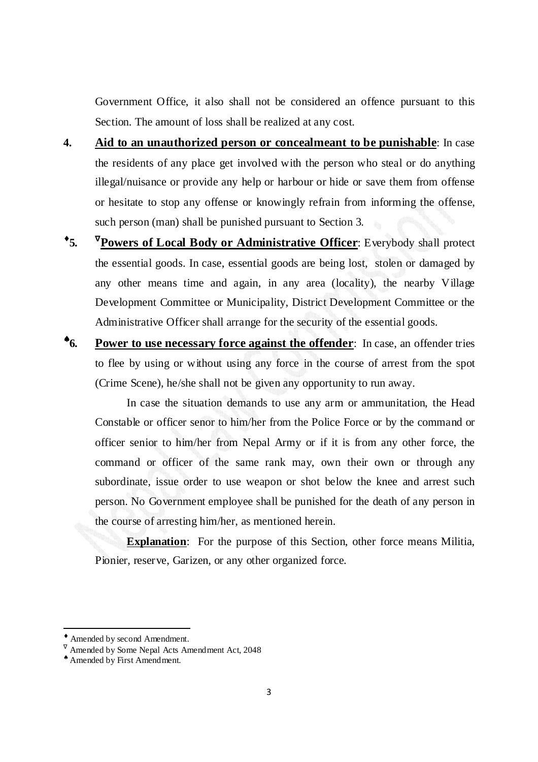Government Office, it also shall not be considered an offence pursuant to this Section. The amount of loss shall be realized at any cost.

**4.** **Aid to an unauthorized person or concealmeant to be punishable**: In case the residents of any place get involved with the person who steal or do anything illegal/nuisance or provide any help or harbour or hide or save them from offense or hesitate to stop any offense or knowingly refrain from informing the offense, such person (man) shall be punished pursuant to Section 3.

♦**5.** ∇**Powers of Local Body or Administrative Officer**: Everybody shall protect the essential goods. In case, essential goods are being lost, stolen or damaged by any other means time and again, in any area (locality), the nearby Village Development Committee or Municipality, District Development Committee or the Administrative Officer shall arrange for the security of the essential goods.

♠**6.** **Power to use necessary force against the offender**: In case, an offender tries to flee by using or without using any force in the course of arrest from the spot (Crime Scene), he/she shall not be given any opportunity to run away.

In case the situation demands to use any arm or ammunitation, the Head Constable or officer senor to him/her from the Police Force or by the command or officer senior to him/her from Nepal Army or if it is from any other force, the command or officer of the same rank may, own their own or through any subordinate, issue order to use weapon or shot below the knee and arrest such person. No Government employee shall be punished for the death of any person in the course of arresting him/her, as mentioned herein.

**Explanation**: For the purpose of this Section, other force means Militia, Pionier, reserve, Garizen, or any other organized force.

---

♦ Amended by second Amendment.

∇ Amended by Some Nepal Acts Amendment Act, 2048

♠ Amended by First Amendment.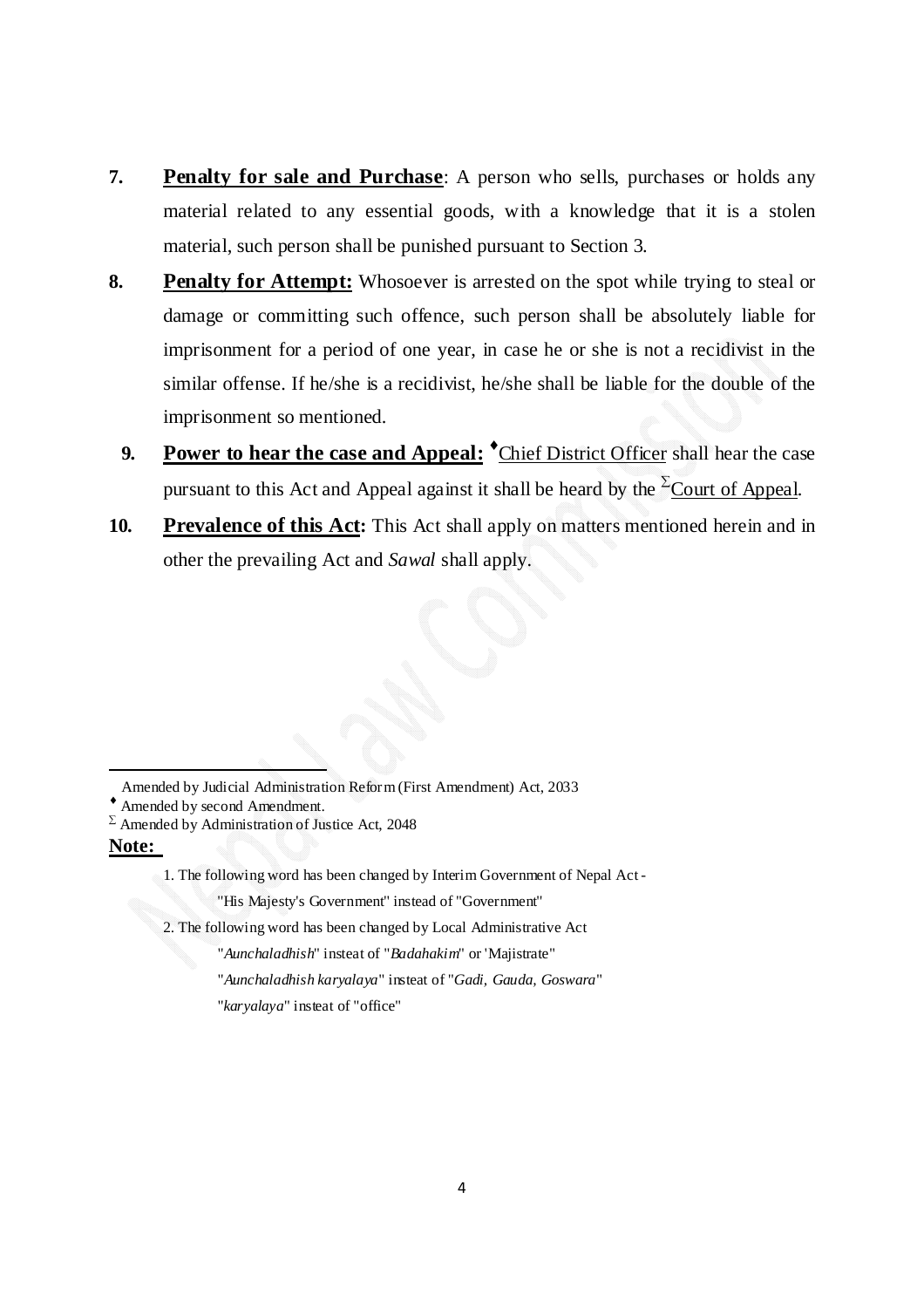**7.** **Penalty for sale and Purchase**: A person who sells, purchases or holds any material related to any essential goods, with a knowledge that it is a stolen material, such person shall be punished pursuant to Section 3.

**8.** **Penalty for Attempt:** Whosoever is arrested on the spot while trying to steal or damage or committing such offence, such person shall be absolutely liable for imprisonment for a period of one year, in case he or she is not a recidivist in the similar offense. If he/she is a recidivist, he/she shall be liable for the double of the imprisonment so mentioned.

**9.** **Power to hear the case and Appeal:** ♦Chief District Officer shall hear the case pursuant to this Act and Appeal against it shall be heard by the ΣCourt of Appeal.

**10.** **Prevalence of this Act:** This Act shall apply on matters mentioned herein and in other the prevailing Act and *Sawal* shall apply.

---

Amended by Judicial Administration Reform (First Amendment) Act, 2033

♦ Amended by second Amendment.

Σ Amended by Administration of Justice Act, 2048

**Note:**

1. The following word has been changed by Interim Government of Nepal Act -

   "His Majesty's Government" instead of "Government"

2. The following word has been changed by Local Administrative Act

   "*Aunchaladhish*" insteat of "*Badahakim*" or 'Majistrate"

   "*Aunchaladhish karyalaya*" insteat of "*Gadi, Gauda, Goswara*"

   "*karyalaya*" insteat of "office"